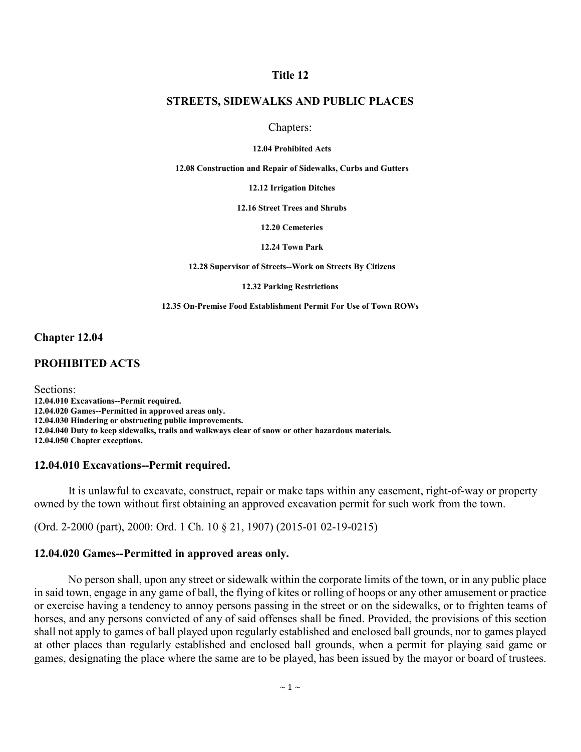# Title 12

## STREETS, SIDEWALKS AND PUBLIC PLACES

Chapters:

**12.04 Prohibited Acts**

**12.08 Construction and Repair of Sidewalks, Curbs and Gutters**

**12.12 Irrigation Ditches**

**12.16 Street Trees and Shrubs**

**12.20 Cemeteries**

**12.24 Town Park**

**12.28 Supervisor of Streets--Work on Streets By Citizens**

**12.32 Parking Restrictions**

**12.35 On-Premise Food Establishment Permit For Use of Town ROWs**

## Chapter 12.04

## PROHIBITED ACTS

Sections:

**12.04.010 Excavations--Permit required.**
**12.04.020 Games--Permitted in approved areas only.**
**12.04.030 Hindering or obstructing public improvements.**
**12.04.040 Duty to keep sidewalks, trails and walkways clear of snow or other hazardous materials.**
**12.04.050 Chapter exceptions.**

### 12.04.010 Excavations--Permit required.

It is unlawful to excavate, construct, repair or make taps within any easement, right-of-way or property owned by the town without first obtaining an approved excavation permit for such work from the town.

(Ord. 2-2000 (part), 2000: Ord. 1 Ch. 10 § 21, 1907) (2015-01 02-19-0215)

### 12.04.020 Games--Permitted in approved areas only.

No person shall, upon any street or sidewalk within the corporate limits of the town, or in any public place in said town, engage in any game of ball, the flying of kites or rolling of hoops or any other amusement or practice or exercise having a tendency to annoy persons passing in the street or on the sidewalks, or to frighten teams of horses, and any persons convicted of any of said offenses shall be fined. Provided, the provisions of this section shall not apply to games of ball played upon regularly established and enclosed ball grounds, nor to games played at other places than regularly established and enclosed ball grounds, when a permit for playing said game or games, designating the place where the same are to be played, has been issued by the mayor or board of trustees.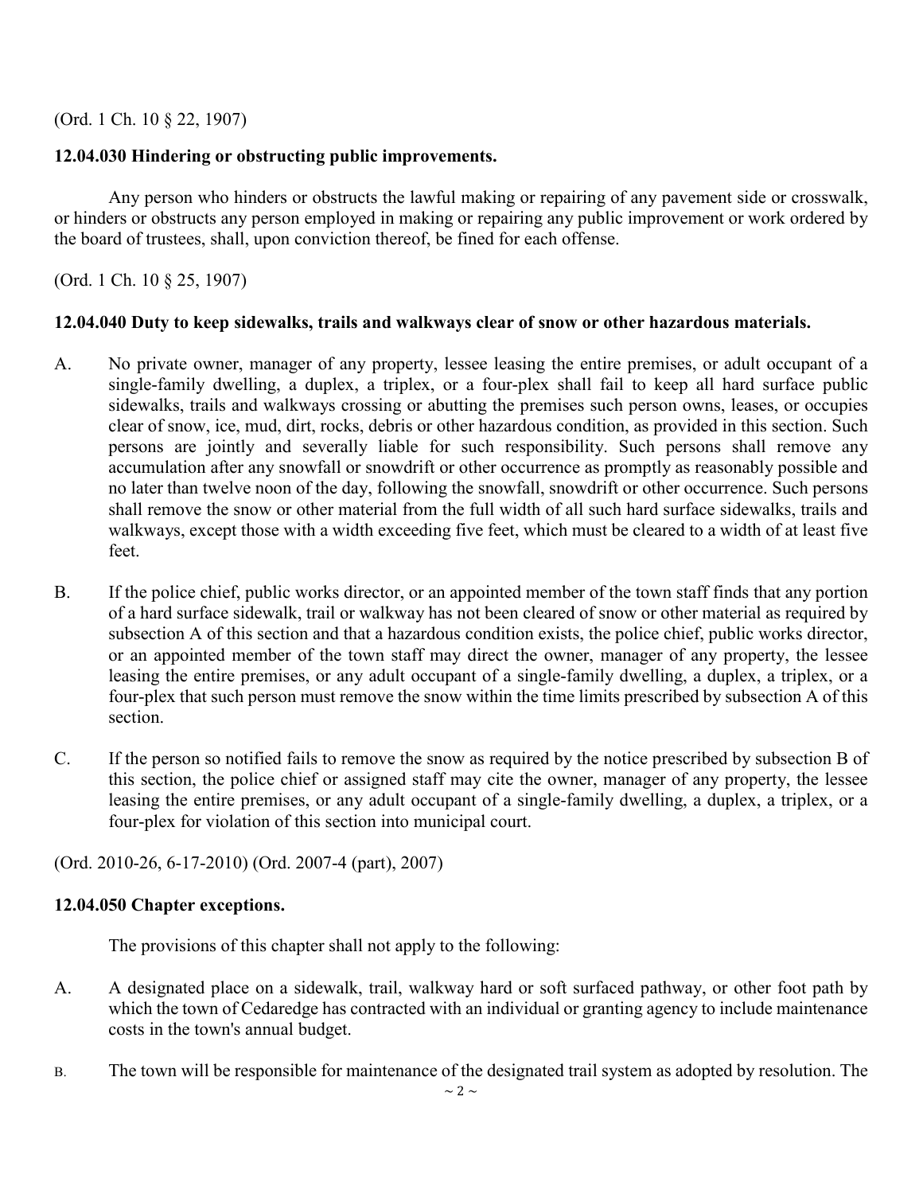(Ord. 1 Ch. 10 § 22, 1907)

### 12.04.030 Hindering or obstructing public improvements.

Any person who hinders or obstructs the lawful making or repairing of any pavement side or crosswalk, or hinders or obstructs any person employed in making or repairing any public improvement or work ordered by the board of trustees, shall, upon conviction thereof, be fined for each offense.

(Ord. 1 Ch. 10 § 25, 1907)

### 12.04.040 Duty to keep sidewalks, trails and walkways clear of snow or other hazardous materials.

A. No private owner, manager of any property, lessee leasing the entire premises, or adult occupant of a single-family dwelling, a duplex, a triplex, or a four-plex shall fail to keep all hard surface public sidewalks, trails and walkways crossing or abutting the premises such person owns, leases, or occupies clear of snow, ice, mud, dirt, rocks, debris or other hazardous condition, as provided in this section. Such persons are jointly and severally liable for such responsibility. Such persons shall remove any accumulation after any snowfall or snowdrift or other occurrence as promptly as reasonably possible and no later than twelve noon of the day, following the snowfall, snowdrift or other occurrence. Such persons shall remove the snow or other material from the full width of all such hard surface sidewalks, trails and walkways, except those with a width exceeding five feet, which must be cleared to a width of at least five feet.

B. If the police chief, public works director, or an appointed member of the town staff finds that any portion of a hard surface sidewalk, trail or walkway has not been cleared of snow or other material as required by subsection A of this section and that a hazardous condition exists, the police chief, public works director, or an appointed member of the town staff may direct the owner, manager of any property, the lessee leasing the entire premises, or any adult occupant of a single-family dwelling, a duplex, a triplex, or a four-plex that such person must remove the snow within the time limits prescribed by subsection A of this section.

C. If the person so notified fails to remove the snow as required by the notice prescribed by subsection B of this section, the police chief or assigned staff may cite the owner, manager of any property, the lessee leasing the entire premises, or any adult occupant of a single-family dwelling, a duplex, a triplex, or a four-plex for violation of this section into municipal court.

(Ord. 2010-26, 6-17-2010) (Ord. 2007-4 (part), 2007)

### 12.04.050 Chapter exceptions.

The provisions of this chapter shall not apply to the following:

A. A designated place on a sidewalk, trail, walkway hard or soft surfaced pathway, or other foot path by which the town of Cedaredge has contracted with an individual or granting agency to include maintenance costs in the town's annual budget.

B. The town will be responsible for maintenance of the designated trail system as adopted by resolution. The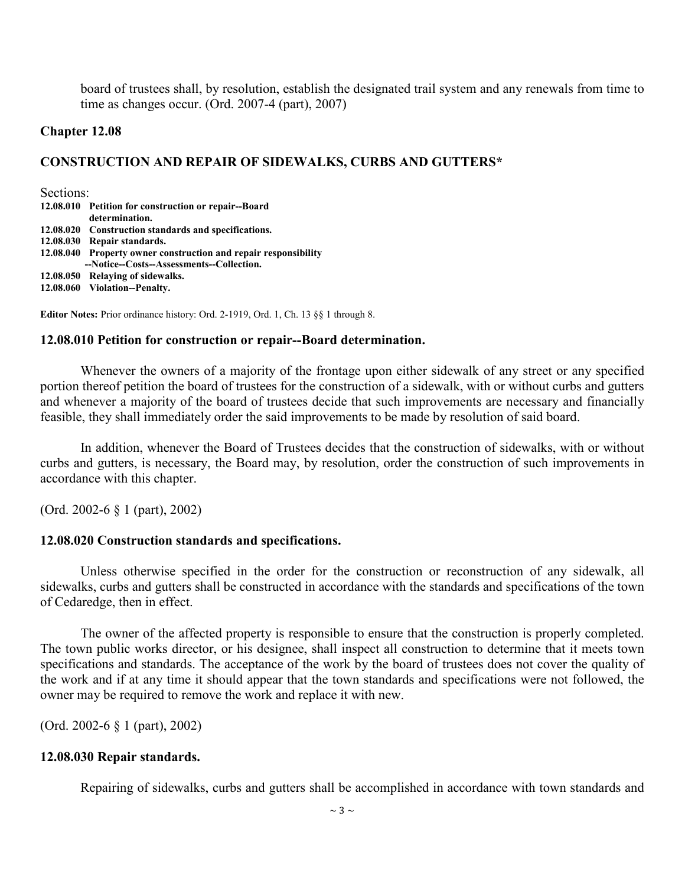board of trustees shall, by resolution, establish the designated trail system and any renewals from time to time as changes occur. (Ord. 2007-4 (part), 2007)

## Chapter 12.08

## CONSTRUCTION AND REPAIR OF SIDEWALKS, CURBS AND GUTTERS*

Sections:

**12.08.010 Petition for construction or repair--Board determination.**
**12.08.020 Construction standards and specifications.**
**12.08.030 Repair standards.**
**12.08.040 Property owner construction and repair responsibility --Notice--Costs--Assessments--Collection.**
**12.08.050 Relaying of sidewalks.**
**12.08.060 Violation--Penalty.**

**Editor Notes:** Prior ordinance history: Ord. 2-1919, Ord. 1, Ch. 13 §§ 1 through 8.

### 12.08.010 Petition for construction or repair--Board determination.

Whenever the owners of a majority of the frontage upon either sidewalk of any street or any specified portion thereof petition the board of trustees for the construction of a sidewalk, with or without curbs and gutters and whenever a majority of the board of trustees decide that such improvements are necessary and financially feasible, they shall immediately order the said improvements to be made by resolution of said board.

In addition, whenever the Board of Trustees decides that the construction of sidewalks, with or without curbs and gutters, is necessary, the Board may, by resolution, order the construction of such improvements in accordance with this chapter.

(Ord. 2002-6 § 1 (part), 2002)

### 12.08.020 Construction standards and specifications.

Unless otherwise specified in the order for the construction or reconstruction of any sidewalk, all sidewalks, curbs and gutters shall be constructed in accordance with the standards and specifications of the town of Cedaredge, then in effect.

The owner of the affected property is responsible to ensure that the construction is properly completed. The town public works director, or his designee, shall inspect all construction to determine that it meets town specifications and standards. The acceptance of the work by the board of trustees does not cover the quality of the work and if at any time it should appear that the town standards and specifications were not followed, the owner may be required to remove the work and replace it with new.

(Ord. 2002-6 § 1 (part), 2002)

### 12.08.030 Repair standards.

Repairing of sidewalks, curbs and gutters shall be accomplished in accordance with town standards and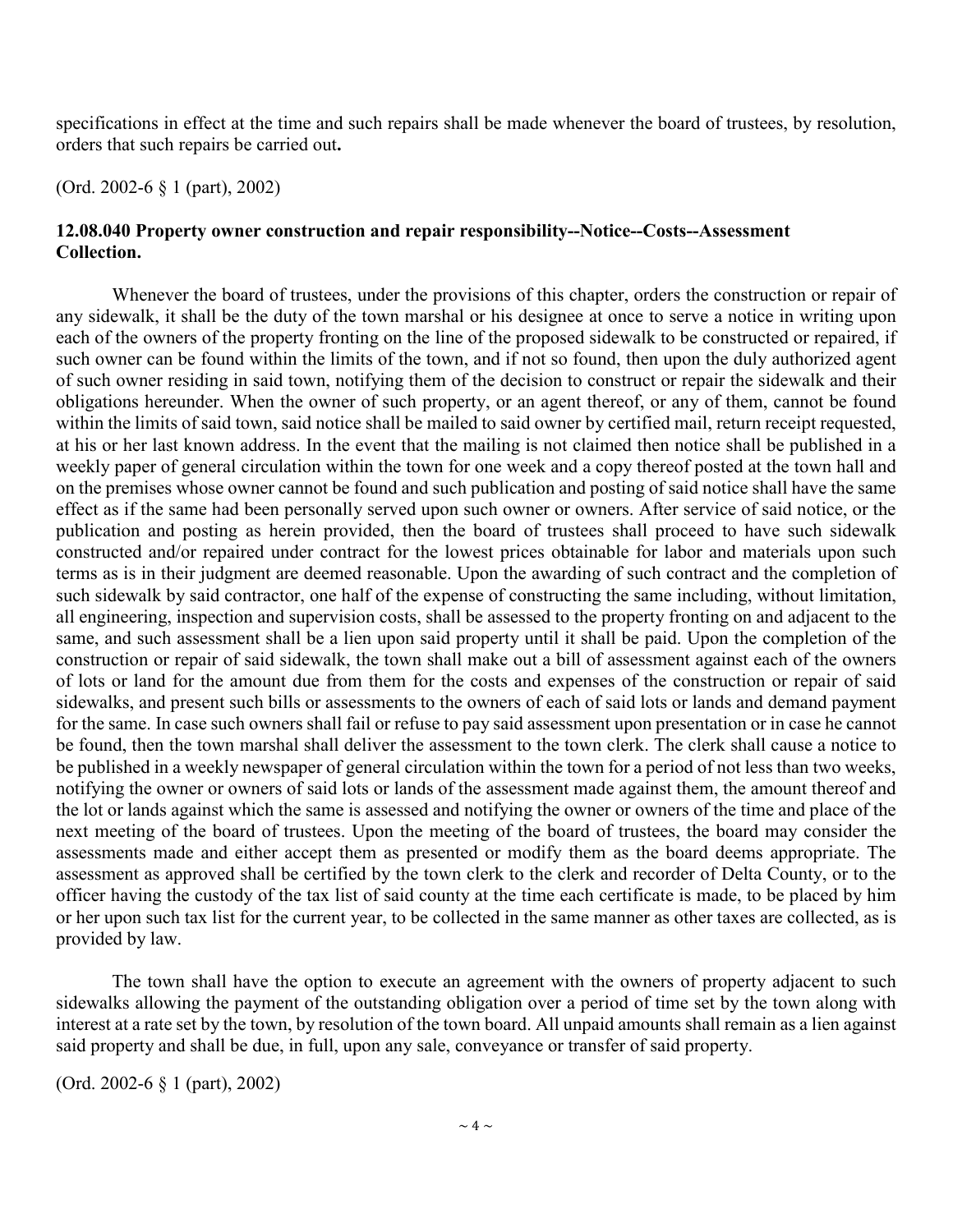specifications in effect at the time and such repairs shall be made whenever the board of trustees, by resolution, orders that such repairs be carried out**.**

(Ord. 2002-6 § 1 (part), 2002)

### 12.08.040 Property owner construction and repair responsibility--Notice--Costs--Assessment Collection.

Whenever the board of trustees, under the provisions of this chapter, orders the construction or repair of any sidewalk, it shall be the duty of the town marshal or his designee at once to serve a notice in writing upon each of the owners of the property fronting on the line of the proposed sidewalk to be constructed or repaired, if such owner can be found within the limits of the town, and if not so found, then upon the duly authorized agent of such owner residing in said town, notifying them of the decision to construct or repair the sidewalk and their obligations hereunder. When the owner of such property, or an agent thereof, or any of them, cannot be found within the limits of said town, said notice shall be mailed to said owner by certified mail, return receipt requested, at his or her last known address. In the event that the mailing is not claimed then notice shall be published in a weekly paper of general circulation within the town for one week and a copy thereof posted at the town hall and on the premises whose owner cannot be found and such publication and posting of said notice shall have the same effect as if the same had been personally served upon such owner or owners. After service of said notice, or the publication and posting as herein provided, then the board of trustees shall proceed to have such sidewalk constructed and/or repaired under contract for the lowest prices obtainable for labor and materials upon such terms as is in their judgment are deemed reasonable. Upon the awarding of such contract and the completion of such sidewalk by said contractor, one half of the expense of constructing the same including, without limitation, all engineering, inspection and supervision costs, shall be assessed to the property fronting on and adjacent to the same, and such assessment shall be a lien upon said property until it shall be paid. Upon the completion of the construction or repair of said sidewalk, the town shall make out a bill of assessment against each of the owners of lots or land for the amount due from them for the costs and expenses of the construction or repair of said sidewalks, and present such bills or assessments to the owners of each of said lots or lands and demand payment for the same. In case such owners shall fail or refuse to pay said assessment upon presentation or in case he cannot be found, then the town marshal shall deliver the assessment to the town clerk. The clerk shall cause a notice to be published in a weekly newspaper of general circulation within the town for a period of not less than two weeks, notifying the owner or owners of said lots or lands of the assessment made against them, the amount thereof and the lot or lands against which the same is assessed and notifying the owner or owners of the time and place of the next meeting of the board of trustees. Upon the meeting of the board of trustees, the board may consider the assessments made and either accept them as presented or modify them as the board deems appropriate. The assessment as approved shall be certified by the town clerk to the clerk and recorder of Delta County, or to the officer having the custody of the tax list of said county at the time each certificate is made, to be placed by him or her upon such tax list for the current year, to be collected in the same manner as other taxes are collected, as is provided by law.

The town shall have the option to execute an agreement with the owners of property adjacent to such sidewalks allowing the payment of the outstanding obligation over a period of time set by the town along with interest at a rate set by the town, by resolution of the town board. All unpaid amounts shall remain as a lien against said property and shall be due, in full, upon any sale, conveyance or transfer of said property.

(Ord. 2002-6 § 1 (part), 2002)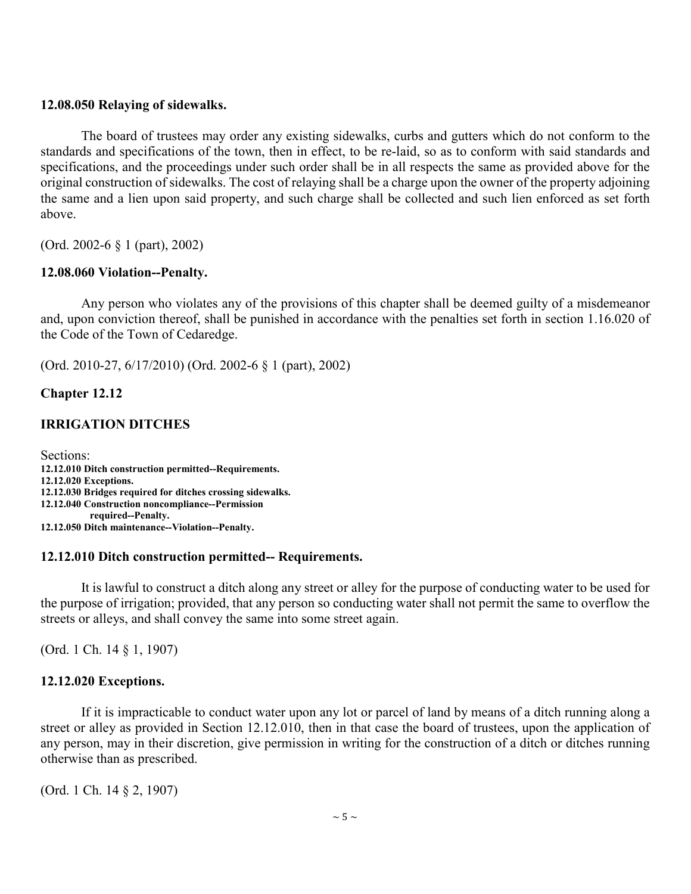### 12.08.050 Relaying of sidewalks.

The board of trustees may order any existing sidewalks, curbs and gutters which do not conform to the standards and specifications of the town, then in effect, to be re-laid, so as to conform with said standards and specifications, and the proceedings under such order shall be in all respects the same as provided above for the original construction of sidewalks. The cost of relaying shall be a charge upon the owner of the property adjoining the same and a lien upon said property, and such charge shall be collected and such lien enforced as set forth above.

(Ord. 2002-6 § 1 (part), 2002)

### 12.08.060 Violation--Penalty.

Any person who violates any of the provisions of this chapter shall be deemed guilty of a misdemeanor and, upon conviction thereof, shall be punished in accordance with the penalties set forth in section 1.16.020 of the Code of the Town of Cedaredge.

(Ord. 2010-27, 6/17/2010) (Ord. 2002-6 § 1 (part), 2002)

## Chapter 12.12

## IRRIGATION DITCHES

Sections:

**12.12.010 Ditch construction permitted--Requirements.**
**12.12.020 Exceptions.**
**12.12.030 Bridges required for ditches crossing sidewalks.**
**12.12.040 Construction noncompliance--Permission required--Penalty.**
**12.12.050 Ditch maintenance--Violation--Penalty.**

### 12.12.010 Ditch construction permitted-- Requirements.

It is lawful to construct a ditch along any street or alley for the purpose of conducting water to be used for the purpose of irrigation; provided, that any person so conducting water shall not permit the same to overflow the streets or alleys, and shall convey the same into some street again.

(Ord. 1 Ch. 14 § 1, 1907)

### 12.12.020 Exceptions.

If it is impracticable to conduct water upon any lot or parcel of land by means of a ditch running along a street or alley as provided in Section 12.12.010, then in that case the board of trustees, upon the application of any person, may in their discretion, give permission in writing for the construction of a ditch or ditches running otherwise than as prescribed.

(Ord. 1 Ch. 14 § 2, 1907)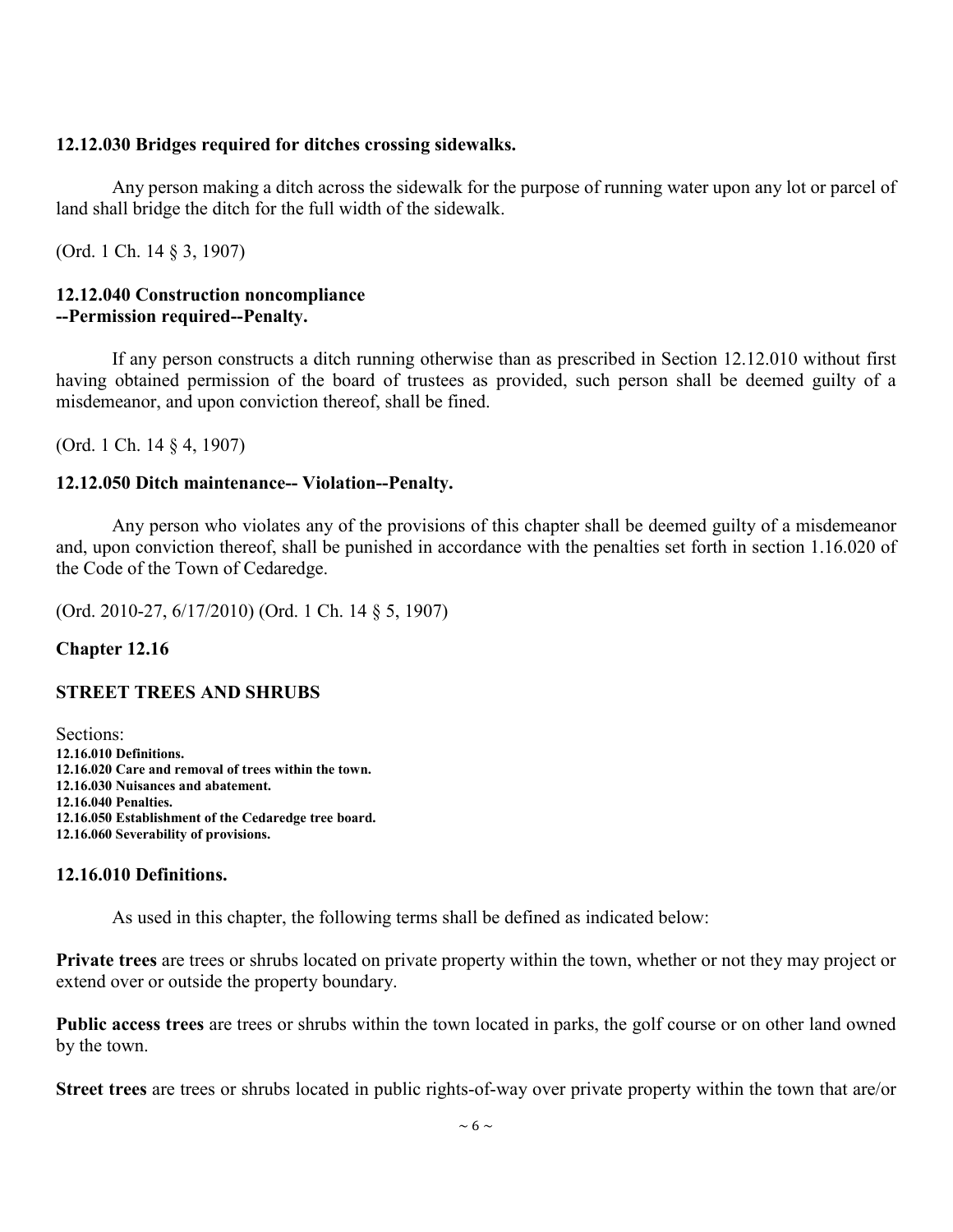### 12.12.030 Bridges required for ditches crossing sidewalks.

Any person making a ditch across the sidewalk for the purpose of running water upon any lot or parcel of land shall bridge the ditch for the full width of the sidewalk.

(Ord. 1 Ch. 14 § 3, 1907)

### 12.12.040 Construction noncompliance --Permission required--Penalty.

If any person constructs a ditch running otherwise than as prescribed in Section 12.12.010 without first having obtained permission of the board of trustees as provided, such person shall be deemed guilty of a misdemeanor, and upon conviction thereof, shall be fined.

(Ord. 1 Ch. 14 § 4, 1907)

### 12.12.050 Ditch maintenance-- Violation--Penalty.

Any person who violates any of the provisions of this chapter shall be deemed guilty of a misdemeanor and, upon conviction thereof, shall be punished in accordance with the penalties set forth in section 1.16.020 of the Code of the Town of Cedaredge.

(Ord. 2010-27, 6/17/2010) (Ord. 1 Ch. 14 § 5, 1907)

## Chapter 12.16

## STREET TREES AND SHRUBS

Sections:
**12.16.010 Definitions.**
**12.16.020 Care and removal of trees within the town.**
**12.16.030 Nuisances and abatement.**
**12.16.040 Penalties.**
**12.16.050 Establishment of the Cedaredge tree board.**
**12.16.060 Severability of provisions.**

### 12.16.010 Definitions.

As used in this chapter, the following terms shall be defined as indicated below:

**Private trees** are trees or shrubs located on private property within the town, whether or not they may project or extend over or outside the property boundary.

**Public access trees** are trees or shrubs within the town located in parks, the golf course or on other land owned by the town.

**Street trees** are trees or shrubs located in public rights-of-way over private property within the town that are/or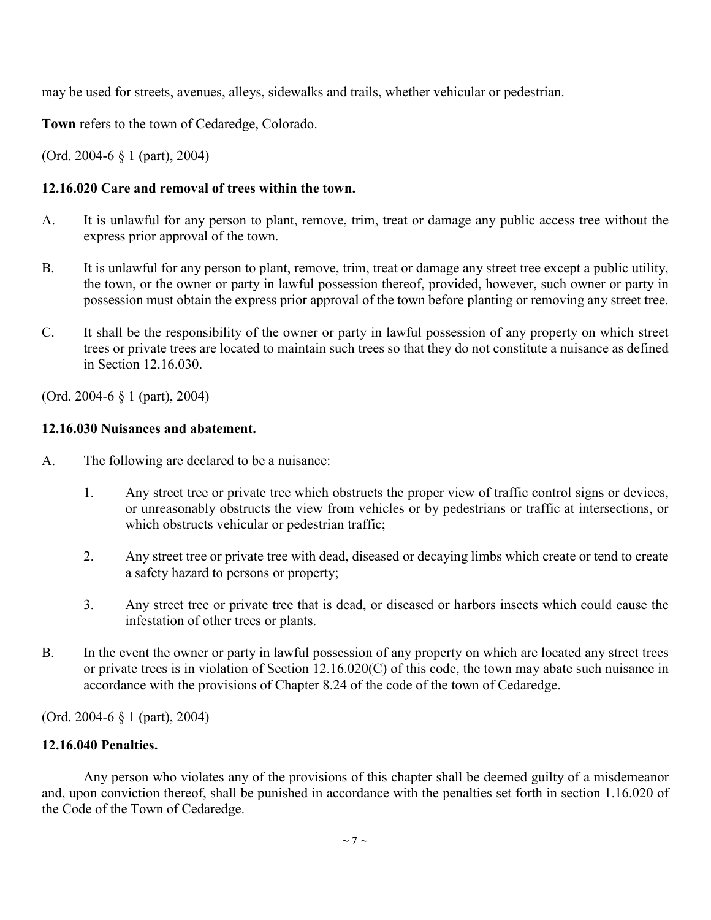may be used for streets, avenues, alleys, sidewalks and trails, whether vehicular or pedestrian.

**Town** refers to the town of Cedaredge, Colorado.

(Ord. 2004-6 § 1 (part), 2004)

### 12.16.020 Care and removal of trees within the town.

A. It is unlawful for any person to plant, remove, trim, treat or damage any public access tree without the express prior approval of the town.

B. It is unlawful for any person to plant, remove, trim, treat or damage any street tree except a public utility, the town, or the owner or party in lawful possession thereof, provided, however, such owner or party in possession must obtain the express prior approval of the town before planting or removing any street tree.

C. It shall be the responsibility of the owner or party in lawful possession of any property on which street trees or private trees are located to maintain such trees so that they do not constitute a nuisance as defined in Section 12.16.030.

(Ord. 2004-6 § 1 (part), 2004)

### 12.16.030 Nuisances and abatement.

A. The following are declared to be a nuisance:

   1. Any street tree or private tree which obstructs the proper view of traffic control signs or devices, or unreasonably obstructs the view from vehicles or by pedestrians or traffic at intersections, or which obstructs vehicular or pedestrian traffic;

   2. Any street tree or private tree with dead, diseased or decaying limbs which create or tend to create a safety hazard to persons or property;

   3. Any street tree or private tree that is dead, or diseased or harbors insects which could cause the infestation of other trees or plants.

B. In the event the owner or party in lawful possession of any property on which are located any street trees or private trees is in violation of Section 12.16.020(C) of this code, the town may abate such nuisance in accordance with the provisions of Chapter 8.24 of the code of the town of Cedaredge.

(Ord. 2004-6 § 1 (part), 2004)

### 12.16.040 Penalties.

Any person who violates any of the provisions of this chapter shall be deemed guilty of a misdemeanor and, upon conviction thereof, shall be punished in accordance with the penalties set forth in section 1.16.020 of the Code of the Town of Cedaredge.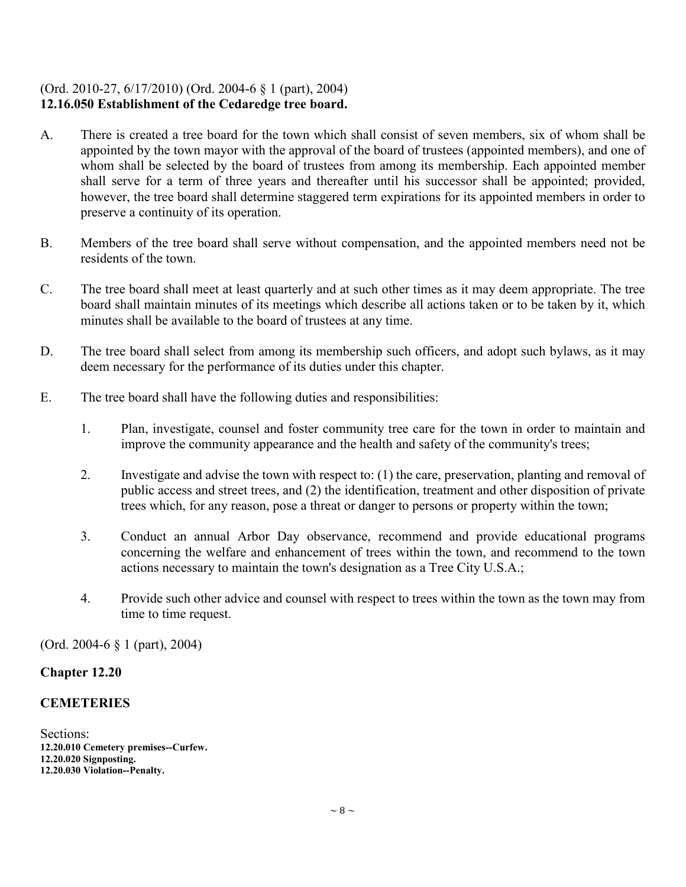(Ord. 2010-27, 6/17/2010) (Ord. 2004-6 § 1 (part), 2004)

**12.16.050 Establishment of the Cedaredge tree board.**

A. There is created a tree board for the town which shall consist of seven members, six of whom shall be appointed by the town mayor with the approval of the board of trustees (appointed members), and one of whom shall be selected by the board of trustees from among its membership. Each appointed member shall serve for a term of three years and thereafter until his successor shall be appointed; provided, however, the tree board shall determine staggered term expirations for its appointed members in order to preserve a continuity of its operation.

B. Members of the tree board shall serve without compensation, and the appointed members need not be residents of the town.

C. The tree board shall meet at least quarterly and at such other times as it may deem appropriate. The tree board shall maintain minutes of its meetings which describe all actions taken or to be taken by it, which minutes shall be available to the board of trustees at any time.

D. The tree board shall select from among its membership such officers, and adopt such bylaws, as it may deem necessary for the performance of its duties under this chapter.

E. The tree board shall have the following duties and responsibilities:

   1. Plan, investigate, counsel and foster community tree care for the town in order to maintain and improve the community appearance and the health and safety of the community's trees;

   2. Investigate and advise the town with respect to: (1) the care, preservation, planting and removal of public access and street trees, and (2) the identification, treatment and other disposition of private trees which, for any reason, pose a threat or danger to persons or property within the town;

   3. Conduct an annual Arbor Day observance, recommend and provide educational programs concerning the welfare and enhancement of trees within the town, and recommend to the town actions necessary to maintain the town's designation as a Tree City U.S.A.;

   4. Provide such other advice and counsel with respect to trees within the town as the town may from time to time request.

(Ord. 2004-6 § 1 (part), 2004)

## Chapter 12.20

## CEMETERIES

Sections:

**12.20.010 Cemetery premises--Curfew.**
**12.20.020 Signposting.**
**12.20.030 Violation--Penalty.**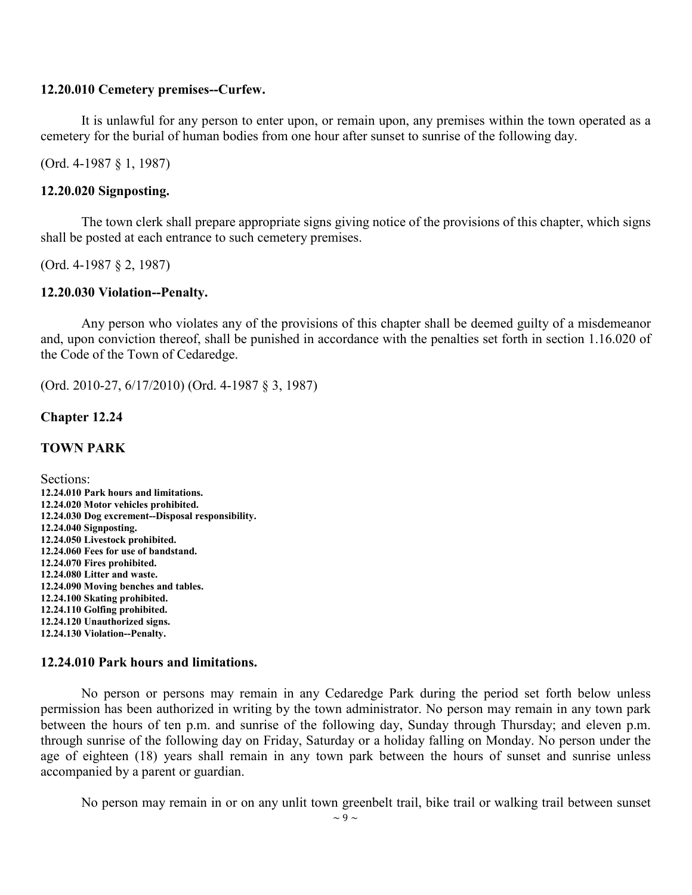### 12.20.010 Cemetery premises--Curfew.

It is unlawful for any person to enter upon, or remain upon, any premises within the town operated as a cemetery for the burial of human bodies from one hour after sunset to sunrise of the following day.

(Ord. 4-1987 § 1, 1987)

### 12.20.020 Signposting.

The town clerk shall prepare appropriate signs giving notice of the provisions of this chapter, which signs shall be posted at each entrance to such cemetery premises.

(Ord. 4-1987 § 2, 1987)

### 12.20.030 Violation--Penalty.

Any person who violates any of the provisions of this chapter shall be deemed guilty of a misdemeanor and, upon conviction thereof, shall be punished in accordance with the penalties set forth in section 1.16.020 of the Code of the Town of Cedaredge.

(Ord. 2010-27, 6/17/2010) (Ord. 4-1987 § 3, 1987)

## Chapter 12.24

## TOWN PARK

Sections:

**12.24.010 Park hours and limitations.**
**12.24.020 Motor vehicles prohibited.**
**12.24.030 Dog excrement--Disposal responsibility.**
**12.24.040 Signposting.**
**12.24.050 Livestock prohibited.**
**12.24.060 Fees for use of bandstand.**
**12.24.070 Fires prohibited.**
**12.24.080 Litter and waste.**
**12.24.090 Moving benches and tables.**
**12.24.100 Skating prohibited.**
**12.24.110 Golfing prohibited.**
**12.24.120 Unauthorized signs.**
**12.24.130 Violation--Penalty.**

### 12.24.010 Park hours and limitations.

No person or persons may remain in any Cedaredge Park during the period set forth below unless permission has been authorized in writing by the town administrator. No person may remain in any town park between the hours of ten p.m. and sunrise of the following day, Sunday through Thursday; and eleven p.m. through sunrise of the following day on Friday, Saturday or a holiday falling on Monday. No person under the age of eighteen (18) years shall remain in any town park between the hours of sunset and sunrise unless accompanied by a parent or guardian.

No person may remain in or on any unlit town greenbelt trail, bike trail or walking trail between sunset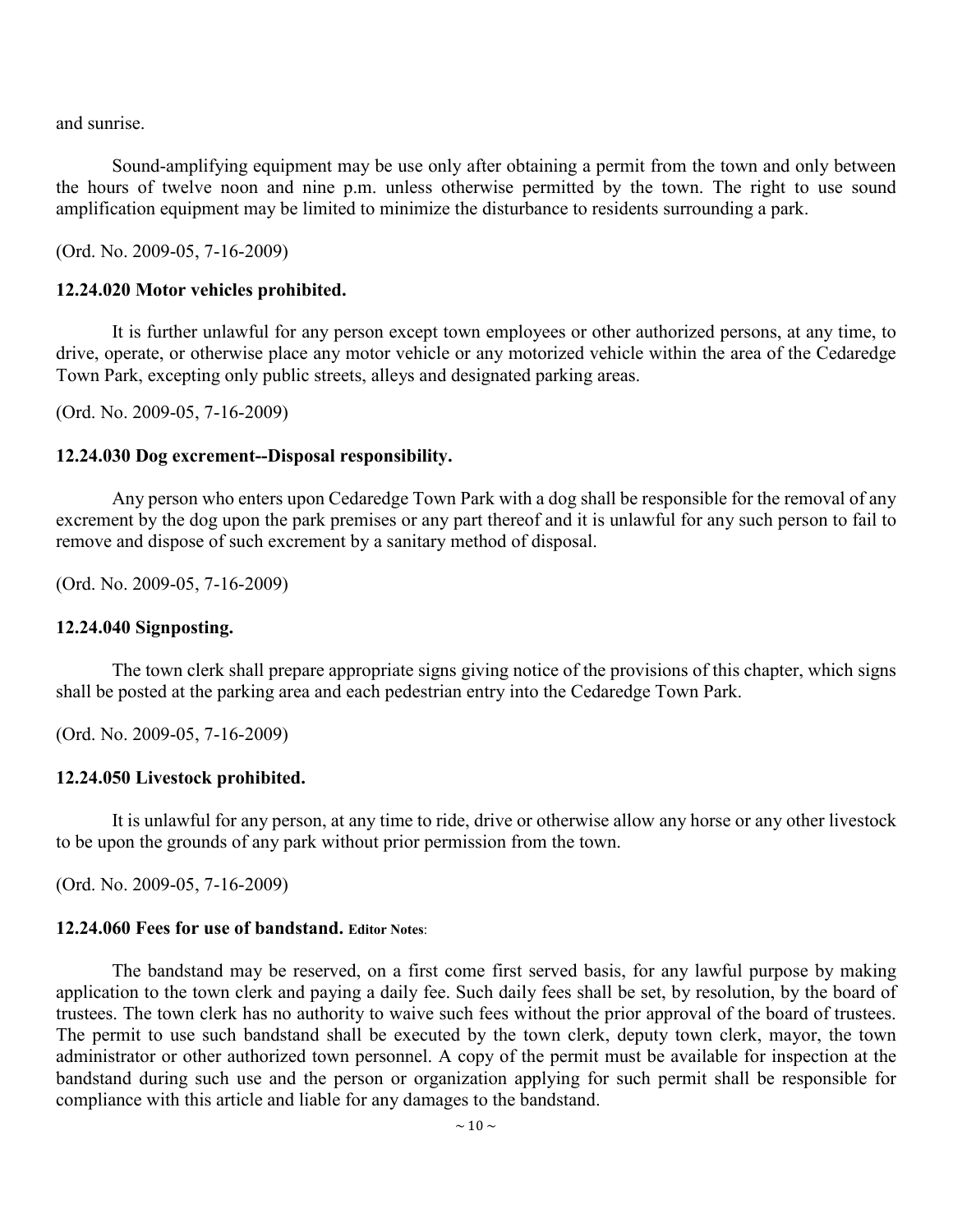and sunrise.

Sound-amplifying equipment may be use only after obtaining a permit from the town and only between the hours of twelve noon and nine p.m. unless otherwise permitted by the town. The right to use sound amplification equipment may be limited to minimize the disturbance to residents surrounding a park.

(Ord. No. 2009-05, 7-16-2009)

### 12.24.020 Motor vehicles prohibited.

It is further unlawful for any person except town employees or other authorized persons, at any time, to drive, operate, or otherwise place any motor vehicle or any motorized vehicle within the area of the Cedaredge Town Park, excepting only public streets, alleys and designated parking areas.

(Ord. No. 2009-05, 7-16-2009)

### 12.24.030 Dog excrement--Disposal responsibility.

Any person who enters upon Cedaredge Town Park with a dog shall be responsible for the removal of any excrement by the dog upon the park premises or any part thereof and it is unlawful for any such person to fail to remove and dispose of such excrement by a sanitary method of disposal.

(Ord. No. 2009-05, 7-16-2009)

### 12.24.040 Signposting.

The town clerk shall prepare appropriate signs giving notice of the provisions of this chapter, which signs shall be posted at the parking area and each pedestrian entry into the Cedaredge Town Park.

(Ord. No. 2009-05, 7-16-2009)

### 12.24.050 Livestock prohibited.

It is unlawful for any person, at any time to ride, drive or otherwise allow any horse or any other livestock to be upon the grounds of any park without prior permission from the town.

(Ord. No. 2009-05, 7-16-2009)

### 12.24.060 Fees for use of bandstand. Editor Notes:

The bandstand may be reserved, on a first come first served basis, for any lawful purpose by making application to the town clerk and paying a daily fee. Such daily fees shall be set, by resolution, by the board of trustees. The town clerk has no authority to waive such fees without the prior approval of the board of trustees. The permit to use such bandstand shall be executed by the town clerk, deputy town clerk, mayor, the town administrator or other authorized town personnel. A copy of the permit must be available for inspection at the bandstand during such use and the person or organization applying for such permit shall be responsible for compliance with this article and liable for any damages to the bandstand.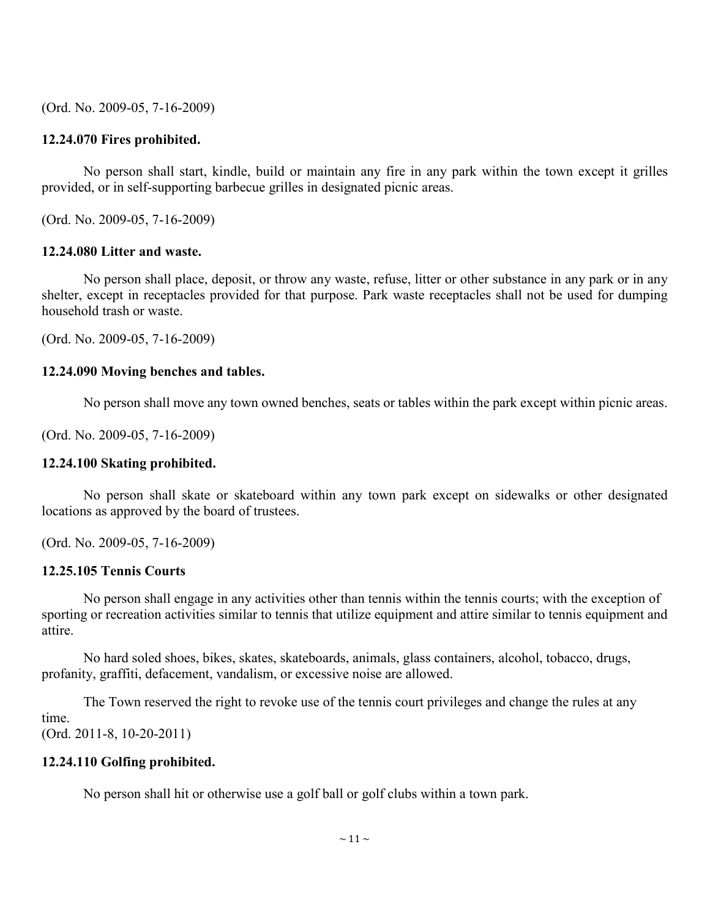(Ord. No. 2009-05, 7-16-2009)

**12.24.070 Fires prohibited.**

No person shall start, kindle, build or maintain any fire in any park within the town except it grilles provided, or in self-supporting barbecue grilles in designated picnic areas.

(Ord. No. 2009-05, 7-16-2009)

**12.24.080 Litter and waste.**

No person shall place, deposit, or throw any waste, refuse, litter or other substance in any park or in any shelter, except in receptacles provided for that purpose. Park waste receptacles shall not be used for dumping household trash or waste.

(Ord. No. 2009-05, 7-16-2009)

**12.24.090 Moving benches and tables.**

No person shall move any town owned benches, seats or tables within the park except within picnic areas.

(Ord. No. 2009-05, 7-16-2009)

**12.24.100 Skating prohibited.**

No person shall skate or skateboard within any town park except on sidewalks or other designated locations as approved by the board of trustees.

(Ord. No. 2009-05, 7-16-2009)

**12.25.105 Tennis Courts**

No person shall engage in any activities other than tennis within the tennis courts; with the exception of sporting or recreation activities similar to tennis that utilize equipment and attire similar to tennis equipment and attire.

No hard soled shoes, bikes, skates, skateboards, animals, glass containers, alcohol, tobacco, drugs, profanity, graffiti, defacement, vandalism, or excessive noise are allowed.

The Town reserved the right to revoke use of the tennis court privileges and change the rules at any time.
(Ord. 2011-8, 10-20-2011)

**12.24.110 Golfing prohibited.**

No person shall hit or otherwise use a golf ball or golf clubs within a town park.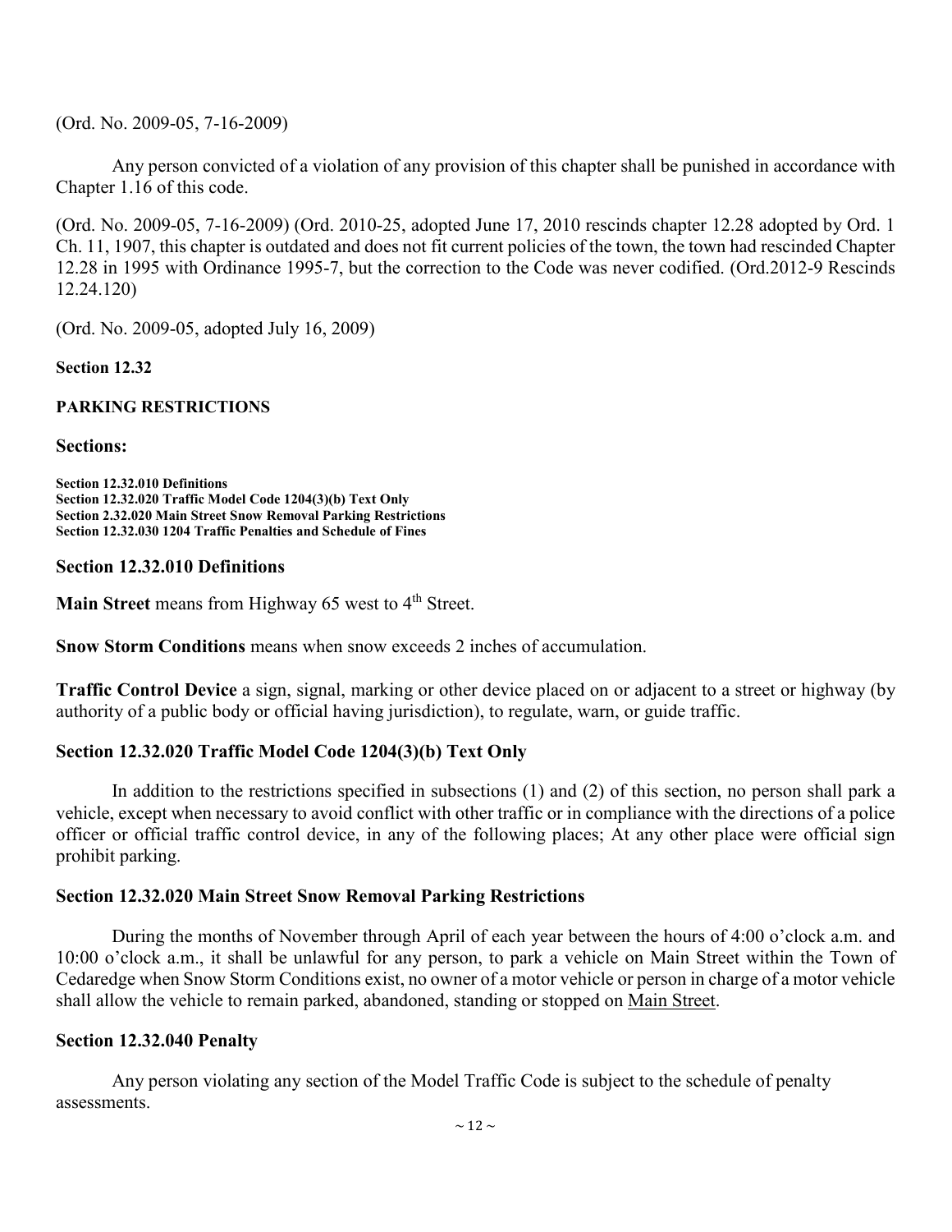(Ord. No. 2009-05, 7-16-2009)

Any person convicted of a violation of any provision of this chapter shall be punished in accordance with Chapter 1.16 of this code.

(Ord. No. 2009-05, 7-16-2009) (Ord. 2010-25, adopted June 17, 2010 rescinds chapter 12.28 adopted by Ord. 1 Ch. 11, 1907, this chapter is outdated and does not fit current policies of the town, the town had rescinded Chapter 12.28 in 1995 with Ordinance 1995-7, but the correction to the Code was never codified. (Ord.2012-9 Rescinds 12.24.120)

(Ord. No. 2009-05, adopted July 16, 2009)

## Section 12.32

## PARKING RESTRICTIONS

### Sections:

**Section 12.32.010 Definitions**
**Section 12.32.020 Traffic Model Code 1204(3)(b) Text Only**
**Section 2.32.020 Main Street Snow Removal Parking Restrictions**
**Section 12.32.030 1204 Traffic Penalties and Schedule of Fines**

### Section 12.32.010 Definitions

**Main Street** means from Highway 65 west to 4th Street.

**Snow Storm Conditions** means when snow exceeds 2 inches of accumulation.

**Traffic Control Device** a sign, signal, marking or other device placed on or adjacent to a street or highway (by authority of a public body or official having jurisdiction), to regulate, warn, or guide traffic.

### Section 12.32.020 Traffic Model Code 1204(3)(b) Text Only

In addition to the restrictions specified in subsections (1) and (2) of this section, no person shall park a vehicle, except when necessary to avoid conflict with other traffic or in compliance with the directions of a police officer or official traffic control device, in any of the following places; At any other place were official sign prohibit parking.

### Section 12.32.020 Main Street Snow Removal Parking Restrictions

During the months of November through April of each year between the hours of 4:00 o'clock a.m. and 10:00 o'clock a.m., it shall be unlawful for any person, to park a vehicle on Main Street within the Town of Cedaredge when Snow Storm Conditions exist, no owner of a motor vehicle or person in charge of a motor vehicle shall allow the vehicle to remain parked, abandoned, standing or stopped on Main Street.

### Section 12.32.040 Penalty

Any person violating any section of the Model Traffic Code is subject to the schedule of penalty assessments.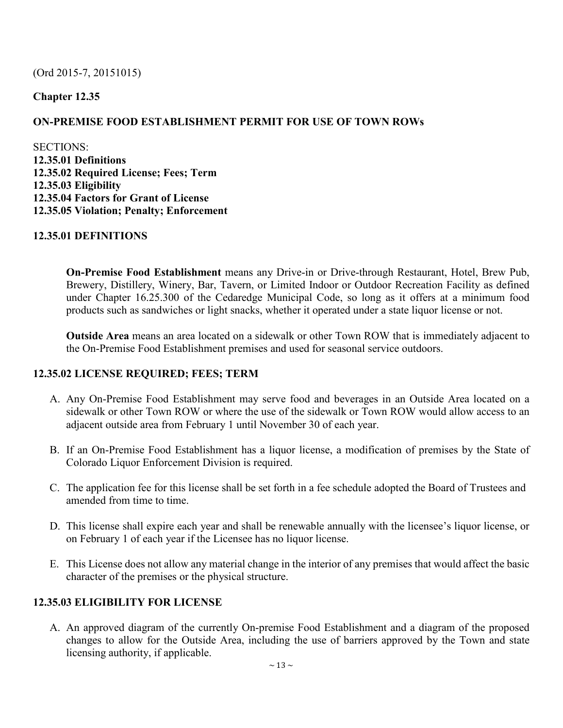(Ord 2015-7, 20151015)

## Chapter 12.35

## ON-PREMISE FOOD ESTABLISHMENT PERMIT FOR USE OF TOWN ROWs

SECTIONS:
**12.35.01 Definitions**
**12.35.02 Required License; Fees; Term**
**12.35.03 Eligibility**
**12.35.04 Factors for Grant of License**
**12.35.05 Violation; Penalty; Enforcement**

### 12.35.01 DEFINITIONS

**On-Premise Food Establishment** means any Drive-in or Drive-through Restaurant, Hotel, Brew Pub, Brewery, Distillery, Winery, Bar, Tavern, or Limited Indoor or Outdoor Recreation Facility as defined under Chapter 16.25.300 of the Cedaredge Municipal Code, so long as it offers at a minimum food products such as sandwiches or light snacks, whether it operated under a state liquor license or not.

**Outside Area** means an area located on a sidewalk or other Town ROW that is immediately adjacent to the On-Premise Food Establishment premises and used for seasonal service outdoors.

### 12.35.02 LICENSE REQUIRED; FEES; TERM

A. Any On-Premise Food Establishment may serve food and beverages in an Outside Area located on a sidewalk or other Town ROW or where the use of the sidewalk or Town ROW would allow access to an adjacent outside area from February 1 until November 30 of each year.

B. If an On-Premise Food Establishment has a liquor license, a modification of premises by the State of Colorado Liquor Enforcement Division is required.

C. The application fee for this license shall be set forth in a fee schedule adopted the Board of Trustees and amended from time to time.

D. This license shall expire each year and shall be renewable annually with the licensee's liquor license, or on February 1 of each year if the Licensee has no liquor license.

E. This License does not allow any material change in the interior of any premises that would affect the basic character of the premises or the physical structure.

### 12.35.03 ELIGIBILITY FOR LICENSE

A. An approved diagram of the currently On-premise Food Establishment and a diagram of the proposed changes to allow for the Outside Area, including the use of barriers approved by the Town and state licensing authority, if applicable.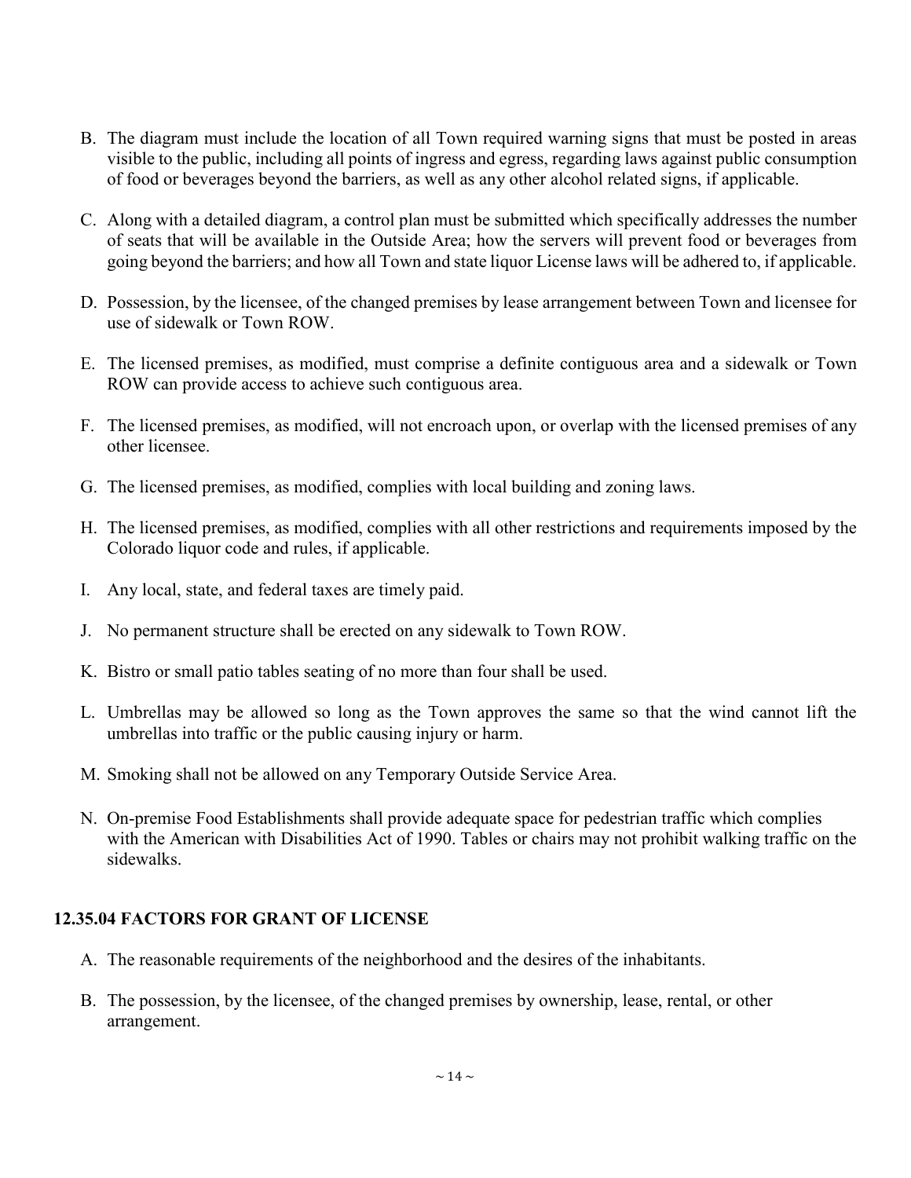B. The diagram must include the location of all Town required warning signs that must be posted in areas visible to the public, including all points of ingress and egress, regarding laws against public consumption of food or beverages beyond the barriers, as well as any other alcohol related signs, if applicable.

C. Along with a detailed diagram, a control plan must be submitted which specifically addresses the number of seats that will be available in the Outside Area; how the servers will prevent food or beverages from going beyond the barriers; and how all Town and state liquor License laws will be adhered to, if applicable.

D. Possession, by the licensee, of the changed premises by lease arrangement between Town and licensee for use of sidewalk or Town ROW.

E. The licensed premises, as modified, must comprise a definite contiguous area and a sidewalk or Town ROW can provide access to achieve such contiguous area.

F. The licensed premises, as modified, will not encroach upon, or overlap with the licensed premises of any other licensee.

G. The licensed premises, as modified, complies with local building and zoning laws.

H. The licensed premises, as modified, complies with all other restrictions and requirements imposed by the Colorado liquor code and rules, if applicable.

I. Any local, state, and federal taxes are timely paid.

J. No permanent structure shall be erected on any sidewalk to Town ROW.

K. Bistro or small patio tables seating of no more than four shall be used.

L. Umbrellas may be allowed so long as the Town approves the same so that the wind cannot lift the umbrellas into traffic or the public causing injury or harm.

M. Smoking shall not be allowed on any Temporary Outside Service Area.

N. On-premise Food Establishments shall provide adequate space for pedestrian traffic which complies with the American with Disabilities Act of 1990. Tables or chairs may not prohibit walking traffic on the sidewalks.

### 12.35.04 FACTORS FOR GRANT OF LICENSE

A. The reasonable requirements of the neighborhood and the desires of the inhabitants.

B. The possession, by the licensee, of the changed premises by ownership, lease, rental, or other arrangement.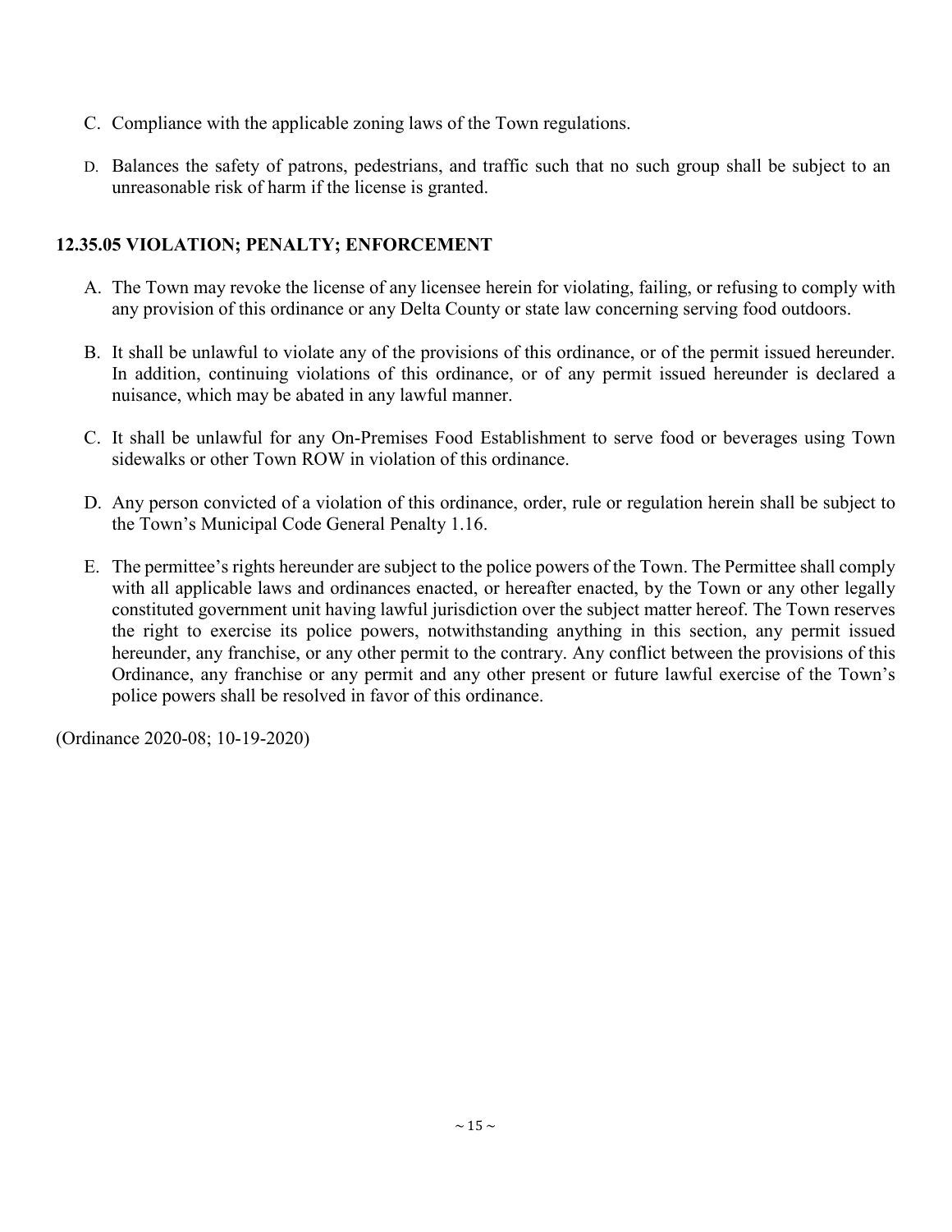C. Compliance with the applicable zoning laws of the Town regulations.

D. Balances the safety of patrons, pedestrians, and traffic such that no such group shall be subject to an unreasonable risk of harm if the license is granted.

### 12.35.05 VIOLATION; PENALTY; ENFORCEMENT

A. The Town may revoke the license of any licensee herein for violating, failing, or refusing to comply with any provision of this ordinance or any Delta County or state law concerning serving food outdoors.

B. It shall be unlawful to violate any of the provisions of this ordinance, or of the permit issued hereunder. In addition, continuing violations of this ordinance, or of any permit issued hereunder is declared a nuisance, which may be abated in any lawful manner.

C. It shall be unlawful for any On-Premises Food Establishment to serve food or beverages using Town sidewalks or other Town ROW in violation of this ordinance.

D. Any person convicted of a violation of this ordinance, order, rule or regulation herein shall be subject to the Town's Municipal Code General Penalty 1.16.

E. The permittee's rights hereunder are subject to the police powers of the Town. The Permittee shall comply with all applicable laws and ordinances enacted, or hereafter enacted, by the Town or any other legally constituted government unit having lawful jurisdiction over the subject matter hereof. The Town reserves the right to exercise its police powers, notwithstanding anything in this section, any permit issued hereunder, any franchise, or any other permit to the contrary. Any conflict between the provisions of this Ordinance, any franchise or any permit and any other present or future lawful exercise of the Town's police powers shall be resolved in favor of this ordinance.

(Ordinance 2020-08; 10-19-2020)